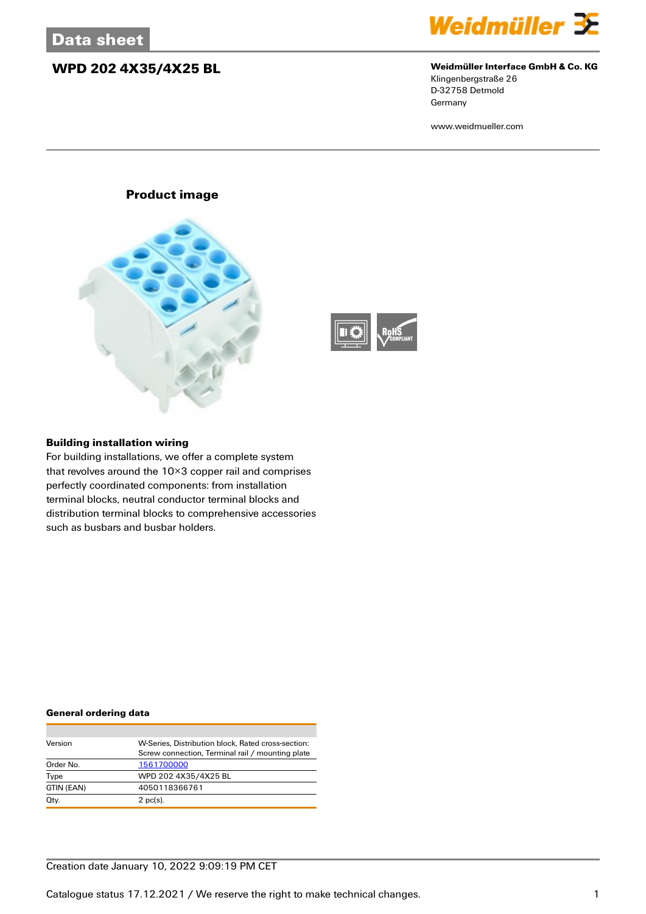# Data sheet

## WPD 202 4X35/4X25 BL

**Weidmüller Interface GmbH & Co. KG**
Klingenbergstraße 26
D-32758 Detmold
Germany

www.weidmueller.com

### Product image

### Building installation wiring

For building installations, we offer a complete system that revolves around the 10×3 copper rail and comprises perfectly coordinated components: from installation terminal blocks, neutral conductor terminal blocks and distribution terminal blocks to comprehensive accessories such as busbars and busbar holders.

### General ordering data

| | |
|---|---|
| Version | W-Series, Distribution block, Rated cross-section: Screw connection, Terminal rail / mounting plate |
| Order No. | 1561700000 |
| Type | WPD 202 4X35/4X25 BL |
| GTIN (EAN) | 4050118366761 |
| Qty. | 2 pc(s). |

Creation date January 10, 2022 9:09:19 PM CET

Catalogue status 17.12.2021 / We reserve the right to make technical changes.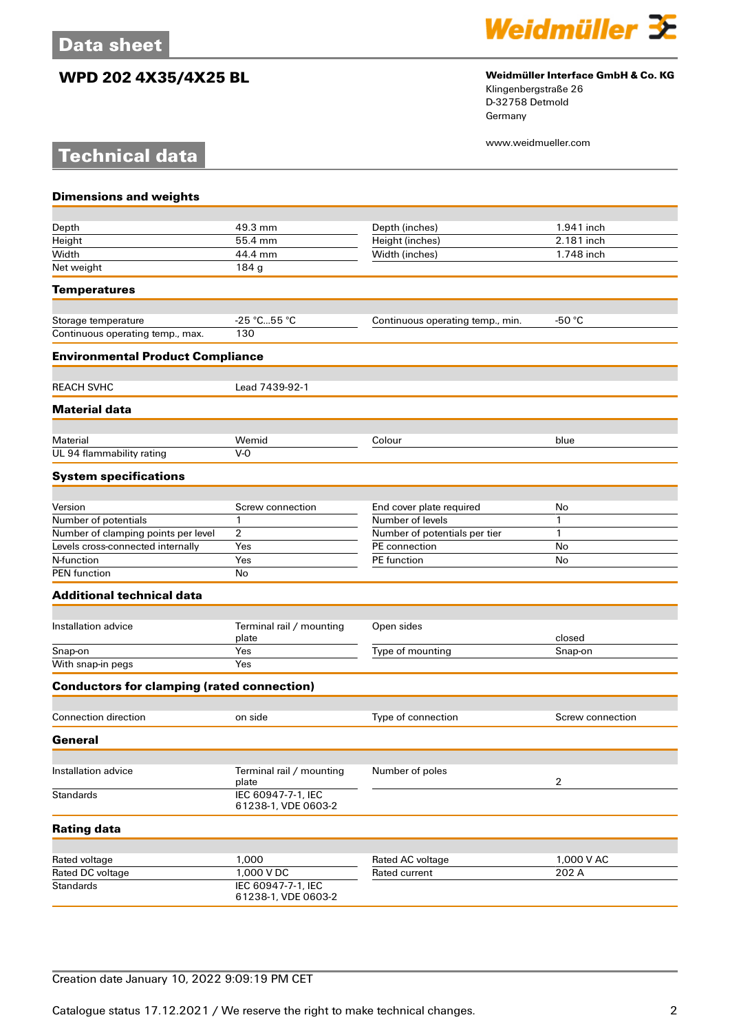# Data sheet

## WPD 202 4X35/4X25 BL

**Weidmüller Interface GmbH & Co. KG**
Klingenbergstraße 26
D-32758 Detmold
Germany

www.weidmueller.com

# Technical data

### Dimensions and weights

| | | | |
|---|---|---|---|
| Depth | 49.3 mm | Depth (inches) | 1.941 inch |
| Height | 55.4 mm | Height (inches) | 2.181 inch |
| Width | 44.4 mm | Width (inches) | 1.748 inch |
| Net weight | 184 g | | |

### Temperatures

| | | | |
|---|---|---|---|
| Storage temperature | -25 °C...55 °C | Continuous operating temp., min. | -50 °C |
| Continuous operating temp., max. | 130 | | |

### Environmental Product Compliance

| | |
|---|---|
| REACH SVHC | Lead 7439-92-1 |

### Material data

| | | | |
|---|---|---|---|
| Material | Wemid | Colour | blue |
| UL 94 flammability rating | V-0 | | |

### System specifications

| | | | |
|---|---|---|---|
| Version | Screw connection | End cover plate required | No |
| Number of potentials | 1 | Number of levels | 1 |
| Number of clamping points per level | 2 | Number of potentials per tier | 1 |
| Levels cross-connected internally | Yes | PE connection | No |
| N-function | Yes | PE function | No |
| PEN function | No | | |

### Additional technical data

| | | | |
|---|---|---|---|
| Installation advice | Terminal rail / mounting plate | Open sides | closed |
| Snap-on | Yes | Type of mounting | Snap-on |
| With snap-in pegs | Yes | | |

### Conductors for clamping (rated connection)

| | | | |
|---|---|---|---|
| Connection direction | on side | Type of connection | Screw connection |

### General

| | | | |
|---|---|---|---|
| Installation advice | Terminal rail / mounting plate | Number of poles | 2 |
| Standards | IEC 60947-7-1, IEC 61238-1, VDE 0603-2 | | |

### Rating data

| | | | |
|---|---|---|---|
| Rated voltage | 1,000 | Rated AC voltage | 1,000 V AC |
| Rated DC voltage | 1,000 V DC | Rated current | 202 A |
| Standards | IEC 60947-7-1, IEC 61238-1, VDE 0603-2 | | |

Creation date January 10, 2022 9:09:19 PM CET

Catalogue status 17.12.2021 / We reserve the right to make technical changes.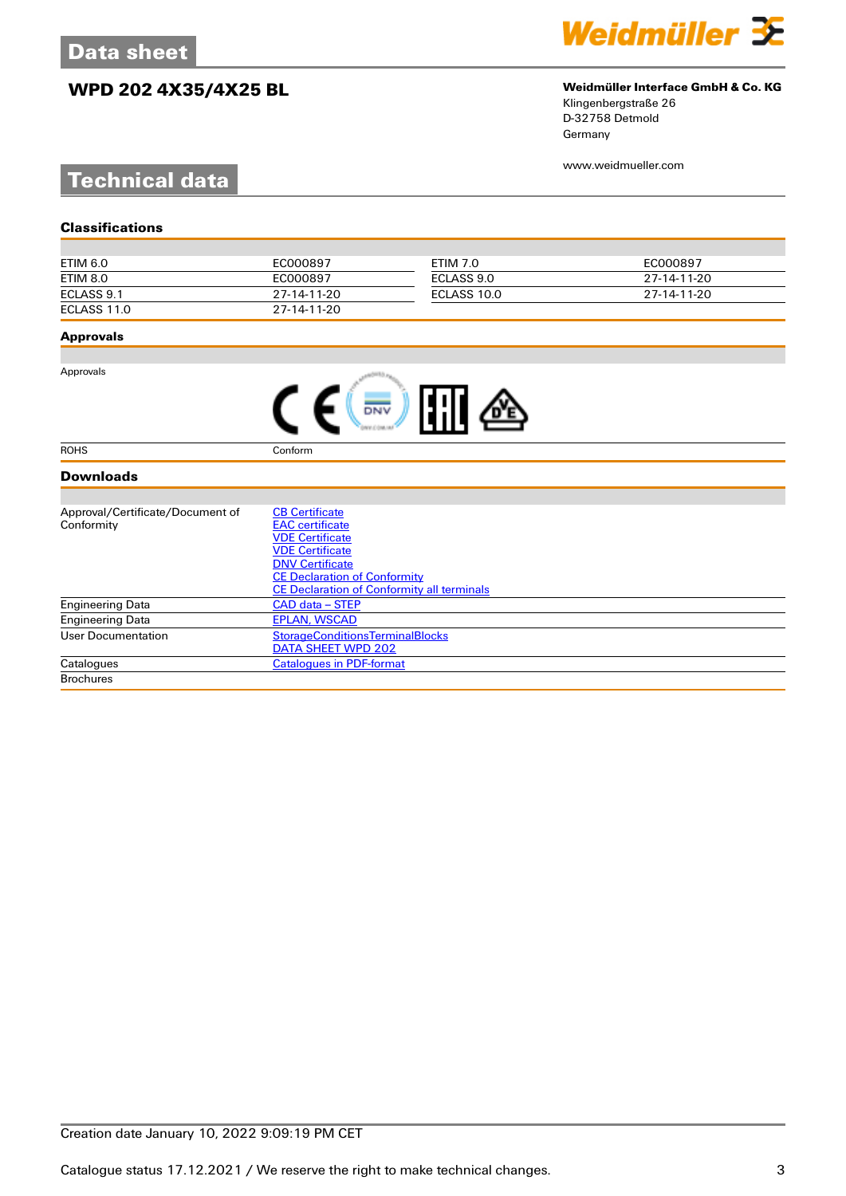# Data sheet

## WPD 202 4X35/4X25 BL

**Weidmüller Interface GmbH & Co. KG**
Klingenbergstraße 26
D-32758 Detmold
Germany

www.weidmueller.com

# Technical data

### Classifications

| | | | |
|---|---|---|---|
| ETIM 6.0 | EC000897 | ETIM 7.0 | EC000897 |
| ETIM 8.0 | EC000897 | ECLASS 9.0 | 27-14-11-20 |
| ECLASS 9.1 | 27-14-11-20 | ECLASS 10.0 | 27-14-11-20 |
| ECLASS 11.0 | 27-14-11-20 | | |

### Approvals

| | |
|---|---|
| Approvals | |
| ROHS | Conform |

### Downloads

| | |
|---|---|
| Approval/Certificate/Document of Conformity | CB Certificate<br>EAC certificate<br>VDE Certificate<br>VDE Certificate<br>DNV Certificate<br>CE Declaration of Conformity<br>CE Declaration of Conformity all terminals |
| Engineering Data | CAD data – STEP |
| Engineering Data | EPLAN, WSCAD |
| User Documentation | StorageConditionsTerminalBlocks<br>DATA SHEET WPD 202 |
| Catalogues | Catalogues in PDF-format |
| Brochures | |

Creation date January 10, 2022 9:09:19 PM CET

Catalogue status 17.12.2021 / We reserve the right to make technical changes.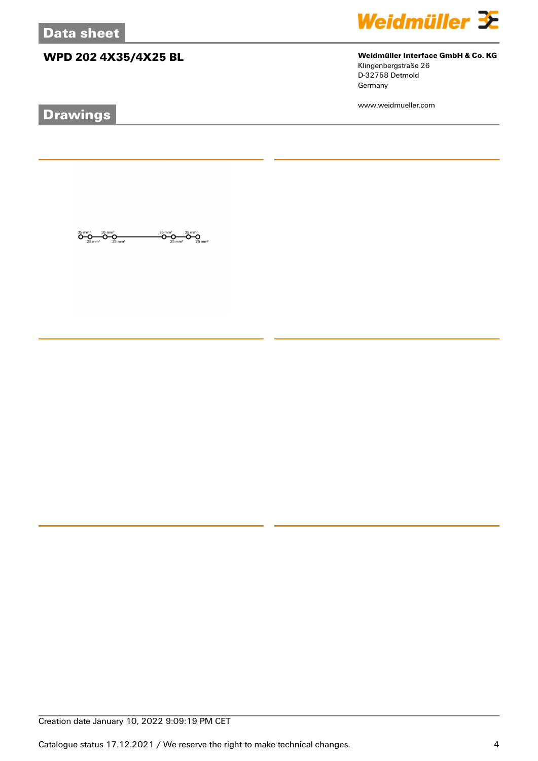# Data sheet

## WPD 202 4X35/4X25 BL

**Weidmüller Interface GmbH & Co. KG**
Klingenbergstraße 26
D-32758 Detmold
Germany

www.weidmueller.com

## Drawings

35 mm² 35 mm² 35 mm² 35 mm²
25 mm² 25 mm² 25 mm² 25 mm²

Creation date January 10, 2022 9:09:19 PM CET

Catalogue status 17.12.2021 / We reserve the right to make technical changes.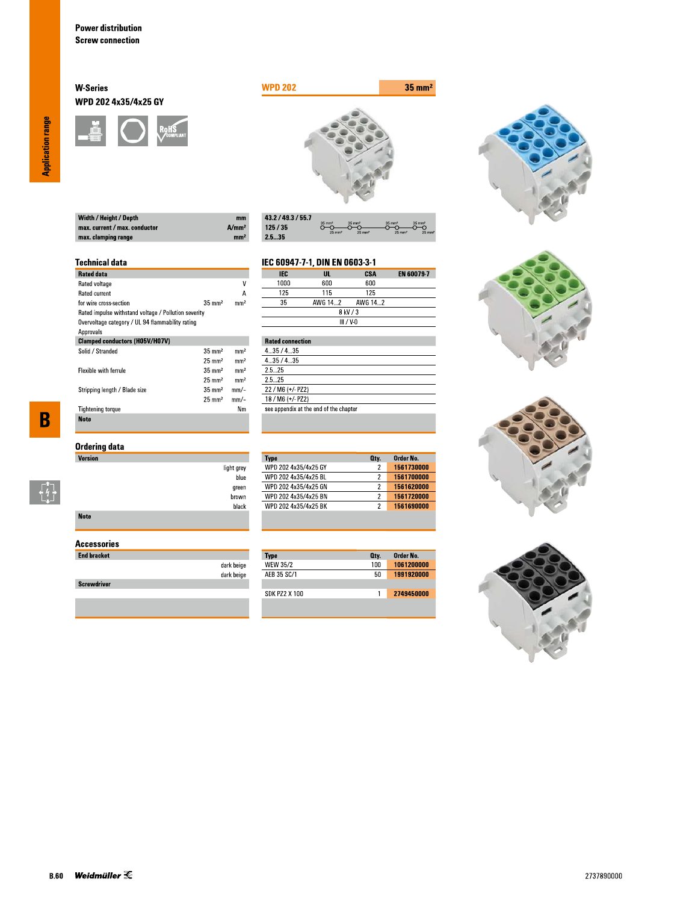Power distribution
Screw connection

## W-Series
### WPD 202 4x35/4x25 GY

**WPD 202** | **35 mm²**

| | | |
|---|---|---|
| Width / Height / Depth | mm | 43.2 / 49.3 / 55.7 |
| max. current / max. conductor | A/mm² | 125 / 35 |
| max. clamping range | mm² | 2.5…35 |

35 mm² 35 mm² 35 mm² 35 mm²
25 mm² 25 mm² 25 mm² 25 mm²

## Technical data

**IEC 60947-7-1, DIN EN 0603-3-1**

| Rated data | | | IEC | UL | CSA | EN 60079-7 |
|---|---|---|---|---|---|---|
| Rated voltage | | V | 1000 | 600 | 600 | |
| Rated current | | A | 125 | 115 | 125 | |
| for wire cross-section | 35 mm² | mm² | 35 | AWG 14…2 | AWG 14…2 | |
| Rated impulse withstand voltage / Pollution severity | | | 8 kV / 3 | | | |
| Overvoltage category / UL 94 flammability rating | | | III / V-0 | | | |
| Approvals | | | | | | |

| Clamped conductors (H05V/H07V) | | | Rated connection |
|---|---|---|---|
| Solid / Stranded | 35 mm² | mm² | 4…35 / 4…35 |
| | 25 mm² | mm² | 4…35 / 4…35 |
| Flexible with ferrule | 35 mm² | mm² | 2.5…25 |
| | 25 mm² | mm² | 2.5…25 |
| Stripping length / Blade size | 35 mm² | mm/– | 22 / M6 (+/- PZ2) |
| | 25 mm² | mm/– | 18 / M6 (+/- PZ2) |
| Tightening torque | | Nm | see appendix at the end of the chapter |
| **Note** | | | |

## Ordering data

| Version | Type | Qty. | Order No. |
|---|---|---|---|
| light grey | WPD 202 4x35/4x25 GY | 2 | 1561730000 |
| blue | WPD 202 4x35/4x25 BL | 2 | 1561700000 |
| green | WPD 202 4x35/4x25 GN | 2 | 1561620000 |
| brown | WPD 202 4x35/4x25 BN | 2 | 1561720000 |
| black | WPD 202 4x35/4x25 BK | 2 | 1561690000 |
| **Note** | | | |

## Accessories

| | Type | Qty. | Order No. |
|---|---|---|---|
| **End bracket** | | | |
| dark beige | WEW 35/2 | 100 | 1061200000 |
| dark beige | AEB 35 SC/1 | 50 | 1991920000 |
| **Screwdriver** | | | |
| | SDK PZ2 X 100 | 1 | 2749450000 |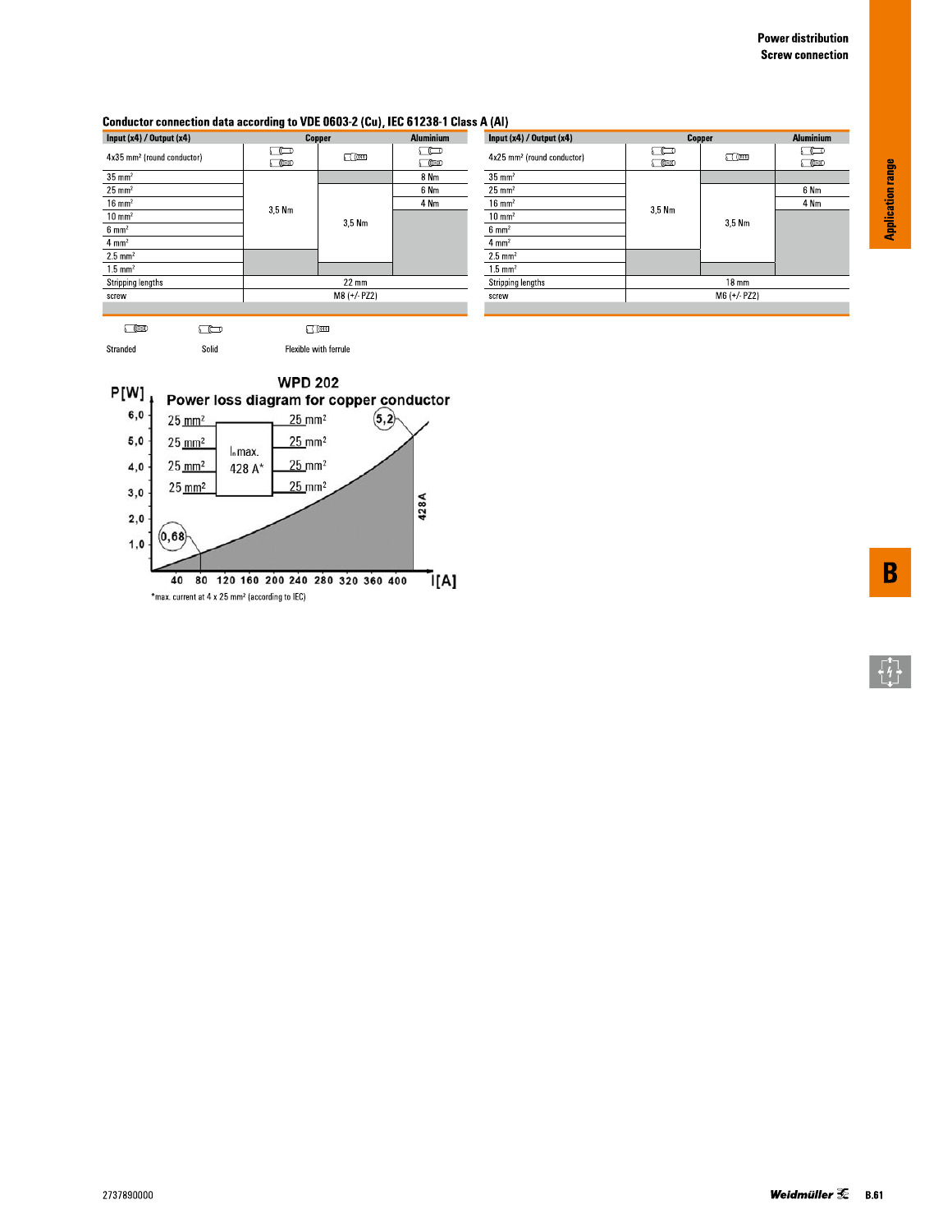## Conductor connection data according to VDE 0603-2 (Cu), IEC 61238-1 Class A (Al)

| Input (x4) / Output (x4) | Copper | | Aluminium |
|---|---|---|---|
| 4x35 mm² (round conductor) | Solid / Stranded | Flexible with ferrule | Solid / Stranded |
| 35 mm² | 3,5 Nm | | 8 Nm |
| 25 mm² | 3,5 Nm | 3,5 Nm | 6 Nm |
| 16 mm² | 3,5 Nm | 3,5 Nm | 4 Nm |
| 10 mm² | 3,5 Nm | 3,5 Nm | |
| 6 mm² | 3,5 Nm | 3,5 Nm | |
| 4 mm² | 3,5 Nm | 3,5 Nm | |
| 2.5 mm² | | 3,5 Nm | |
| 1.5 mm² | | | |
| Stripping lengths | 22 mm | | |
| screw | M8 (+/- PZ2) | | |

| Input (x4) / Output (x4) | Copper | | Aluminium |
|---|---|---|---|
| 4x25 mm² (round conductor) | Solid / Stranded | Flexible with ferrule | Solid / Stranded |
| 35 mm² | 3,5 Nm | | |
| 25 mm² | 3,5 Nm | 3,5 Nm | 6 Nm |
| 16 mm² | 3,5 Nm | 3,5 Nm | 4 Nm |
| 10 mm² | 3,5 Nm | 3,5 Nm | |
| 6 mm² | 3,5 Nm | 3,5 Nm | |
| 4 mm² | 3,5 Nm | 3,5 Nm | |
| 2.5 mm² | | 3,5 Nm | |
| 1.5 mm² | | | |
| Stripping lengths | 18 mm | | |
| screw | M6 (+/- PZ2) | | |

Stranded  Solid  Flexible with ferrule

WPD 202
Power loss diagram for copper conductor

P[W]
6,0
5,0
4,0
3,0
2,0
1,0

25 mm² 25 mm² 25 mm² 25 mm²
Iₙ max. 428 A*
25 mm² 25 mm² 25 mm² 25 mm²

5,2
0,68
428 A

40 80 120 160 200 240 280 320 360 400 I[A]

*max. current at 4 x 25 mm² (according to IEC)

2737890000